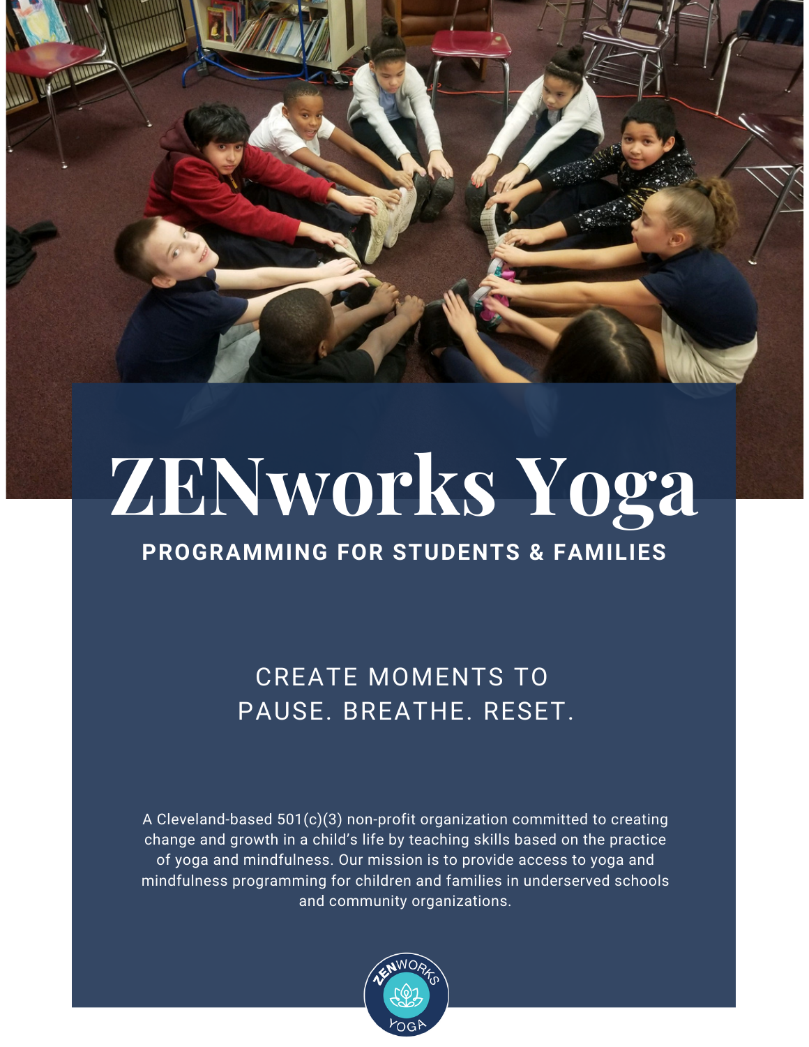# ZENworks Yoga

**PROGRAMMING FOR STUDENTS & FAMILIES**

CREATE MOMENTS TO
PAUSE. BREATHE. RESET.

A Cleveland-based 501(c)(3) non-profit organization committed to creating change and growth in a child's life by teaching skills based on the practice of yoga and mindfulness. Our mission is to provide access to yoga and mindfulness programming for children and families in underserved schools and community organizations.

ZENWORKS YOGA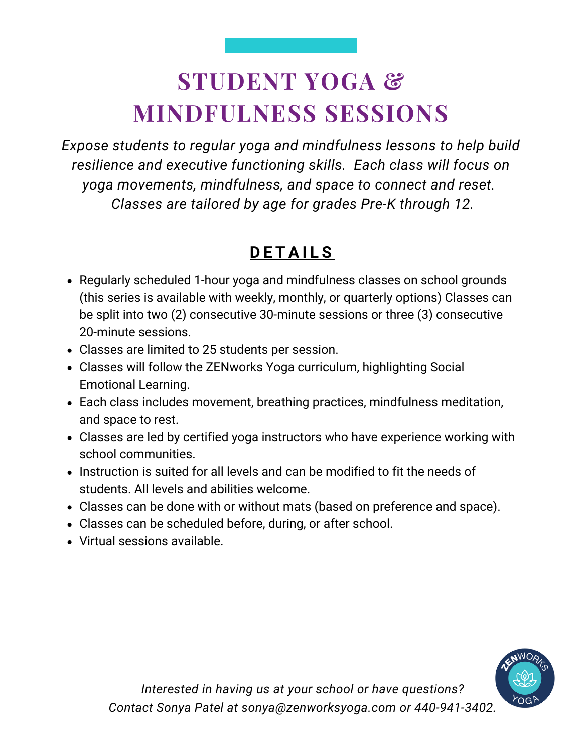# STUDENT YOGA & MINDFULNESS SESSIONS

*Expose students to regular yoga and mindfulness lessons to help build resilience and executive functioning skills. Each class will focus on yoga movements, mindfulness, and space to connect and reset. Classes are tailored by age for grades Pre-K through 12.*

## DETAILS

- Regularly scheduled 1-hour yoga and mindfulness classes on school grounds (this series is available with weekly, monthly, or quarterly options) Classes can be split into two (2) consecutive 30-minute sessions or three (3) consecutive 20-minute sessions.
- Classes are limited to 25 students per session.
- Classes will follow the ZENworks Yoga curriculum, highlighting Social Emotional Learning.
- Each class includes movement, breathing practices, mindfulness meditation, and space to rest.
- Classes are led by certified yoga instructors who have experience working with school communities.
- Instruction is suited for all levels and can be modified to fit the needs of students. All levels and abilities welcome.
- Classes can be done with or without mats (based on preference and space).
- Classes can be scheduled before, during, or after school.
- Virtual sessions available.

*Interested in having us at your school or have questions? Contact Sonya Patel at sonya@zenworksyoga.com or 440-941-3402.*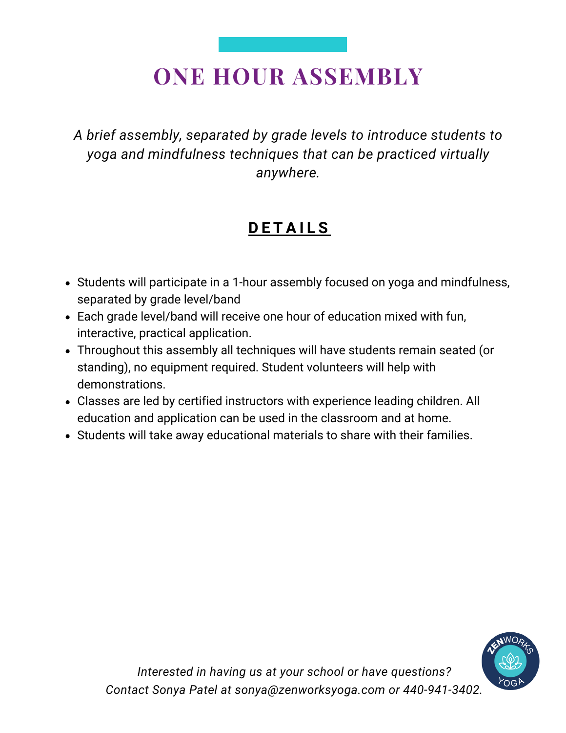# ONE HOUR ASSEMBLY

*A brief assembly, separated by grade levels to introduce students to yoga and mindfulness techniques that can be practiced virtually anywhere.*

## DETAILS

- Students will participate in a 1-hour assembly focused on yoga and mindfulness, separated by grade level/band
- Each grade level/band will receive one hour of education mixed with fun, interactive, practical application.
- Throughout this assembly all techniques will have students remain seated (or standing), no equipment required. Student volunteers will help with demonstrations.
- Classes are led by certified instructors with experience leading children. All education and application can be used in the classroom and at home.
- Students will take away educational materials to share with their families.

*Interested in having us at your school or have questions? Contact Sonya Patel at sonya@zenworksyoga.com or 440-941-3402.*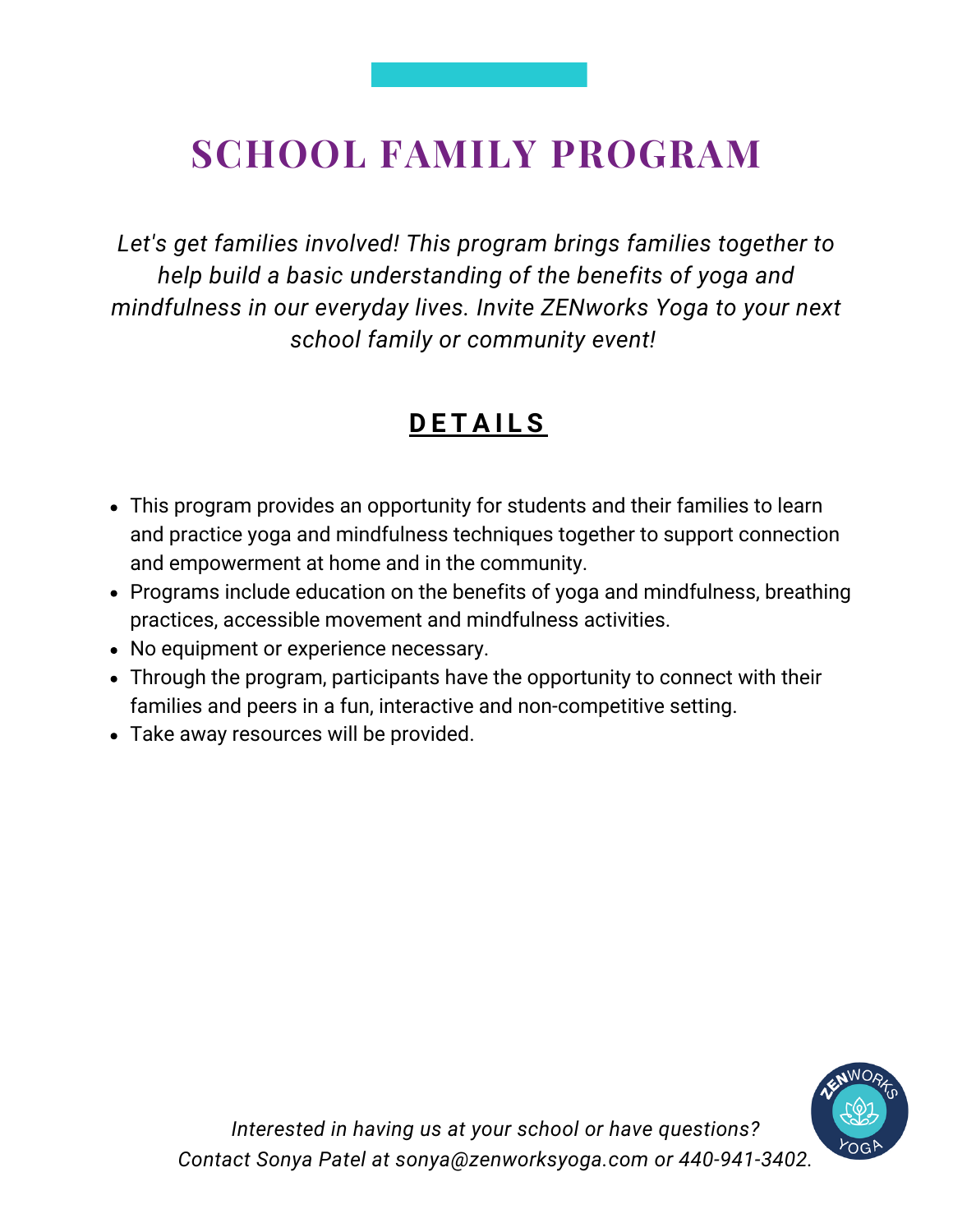# SCHOOL FAMILY PROGRAM

*Let's get families involved! This program brings families together to help build a basic understanding of the benefits of yoga and mindfulness in our everyday lives. Invite ZENworks Yoga to your next school family or community event!*

## DETAILS

- This program provides an opportunity for students and their families to learn and practice yoga and mindfulness techniques together to support connection and empowerment at home and in the community.
- Programs include education on the benefits of yoga and mindfulness, breathing practices, accessible movement and mindfulness activities.
- No equipment or experience necessary.
- Through the program, participants have the opportunity to connect with their families and peers in a fun, interactive and non-competitive setting.
- Take away resources will be provided.

*Interested in having us at your school or have questions? Contact Sonya Patel at sonya@zenworksyoga.com or 440-941-3402.*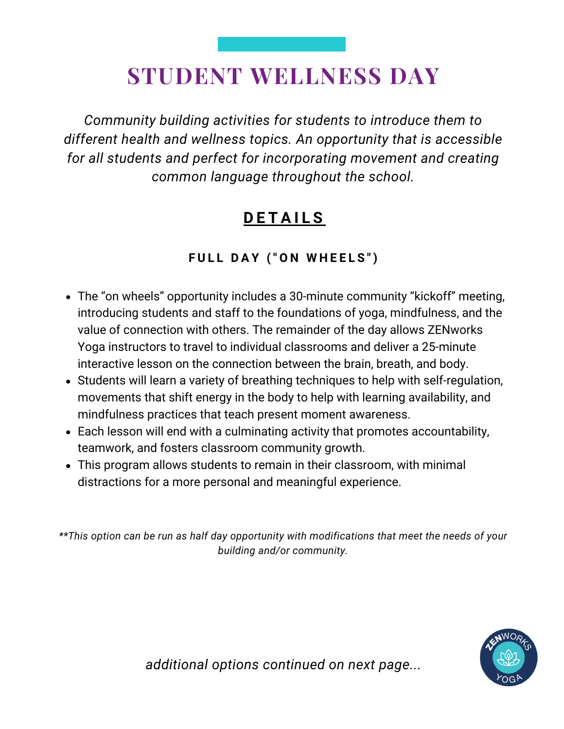# STUDENT WELLNESS DAY

*Community building activities for students to introduce them to different health and wellness topics. An opportunity that is accessible for all students and perfect for incorporating movement and creating common language throughout the school.*

## DETAILS

### FULL DAY ("ON WHEELS")

- The "on wheels" opportunity includes a 30-minute community "kickoff" meeting, introducing students and staff to the foundations of yoga, mindfulness, and the value of connection with others. The remainder of the day allows ZENworks Yoga instructors to travel to individual classrooms and deliver a 25-minute interactive lesson on the connection between the brain, breath, and body.
- Students will learn a variety of breathing techniques to help with self-regulation, movements that shift energy in the body to help with learning availability, and mindfulness practices that teach present moment awareness.
- Each lesson will end with a culminating activity that promotes accountability, teamwork, and fosters classroom community growth.
- This program allows students to remain in their classroom, with minimal distractions for a more personal and meaningful experience.

*\*\*This option can be run as half day opportunity with modifications that meet the needs of your building and/or community.*

*additional options continued on next page...*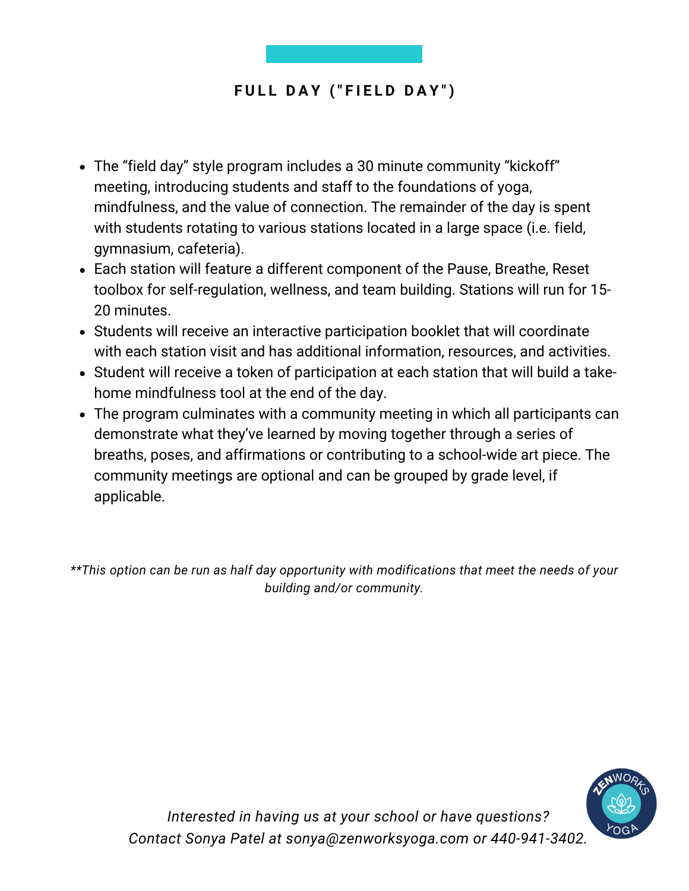## FULL DAY ("FIELD DAY")

- The "field day" style program includes a 30 minute community "kickoff" meeting, introducing students and staff to the foundations of yoga, mindfulness, and the value of connection. The remainder of the day is spent with students rotating to various stations located in a large space (i.e. field, gymnasium, cafeteria).
- Each station will feature a different component of the Pause, Breathe, Reset toolbox for self-regulation, wellness, and team building. Stations will run for 15-20 minutes.
- Students will receive an interactive participation booklet that will coordinate with each station visit and has additional information, resources, and activities.
- Student will receive a token of participation at each station that will build a take-home mindfulness tool at the end of the day.
- The program culminates with a community meeting in which all participants can demonstrate what they've learned by moving together through a series of breaths, poses, and affirmations or contributing to a school-wide art piece. The community meetings are optional and can be grouped by grade level, if applicable.

*\*\*This option can be run as half day opportunity with modifications that meet the needs of your building and/or community.*

*Interested in having us at your school or have questions? Contact Sonya Patel at sonya@zenworksyoga.com or 440-941-3402.*